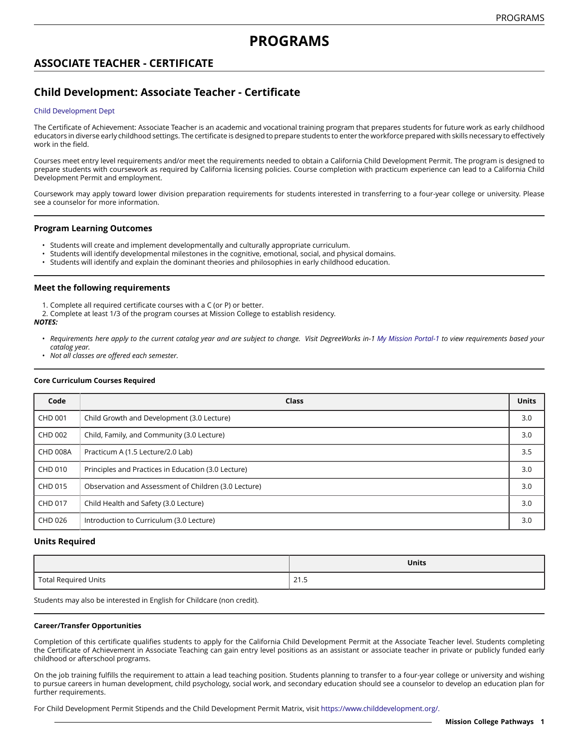# PROGRAMS

## ASSOCIATE TEACHER - CERTIFICATE

## Child Development: Associate Teacher - Certificate

Child Development Dept

The Certificate of Achievement: Associate Teacher is an academic and vocational training program that prepares students for future work as early childhood educators in diverse early childhood settings. The certificate is designed to prepare students to enter the workforce prepared with skills necessary to effectively work in the field.

Courses meet entry level requirements and/or meet the requirements needed to obtain a California Child Development Permit. The program is designed to prepare students with coursework as required by California licensing policies. Course completion with practicum experience can lead to a California Child Development Permit and employment.

Coursework may apply toward lower division preparation requirements for students interested in transferring to a four-year college or university. Please see a counselor for more information.

### Program Learning Outcomes

- Students will create and implement developmentally and culturally appropriate curriculum.
- Students will identify developmental milestones in the cognitive, emotional, social, and physical domains.
- Students will identify and explain the dominant theories and philosophies in early childhood education.

### Meet the following requirements

1. Complete all required certificate courses with a C (or P) or better.
2. Complete at least 1/3 of the program courses at Mission College to establish residency.

***NOTES:***

- *Requirements here apply to the current catalog year and are subject to change. Visit DegreeWorks in-1 My Mission Portal-1 to view requirements based your catalog year.*
- *Not all classes are offered each semester.*

#### Core Curriculum Courses Required

| Code | Class | Units |
|---|---|---|
| CHD 001 | Child Growth and Development (3.0 Lecture) | 3.0 |
| CHD 002 | Child, Family, and Community (3.0 Lecture) | 3.0 |
| CHD 008A | Practicum A (1.5 Lecture/2.0 Lab) | 3.5 |
| CHD 010 | Principles and Practices in Education (3.0 Lecture) | 3.0 |
| CHD 015 | Observation and Assessment of Children (3.0 Lecture) | 3.0 |
| CHD 017 | Child Health and Safety (3.0 Lecture) | 3.0 |
| CHD 026 | Introduction to Curriculum (3.0 Lecture) | 3.0 |

### Units Required

| | Units |
|---|---|
| Total Required Units | 21.5 |

Students may also be interested in English for Childcare (non credit).

#### Career/Transfer Opportunities

Completion of this certificate qualifies students to apply for the California Child Development Permit at the Associate Teacher level. Students completing the Certificate of Achievement in Associate Teaching can gain entry level positions as an assistant or associate teacher in private or publicly funded early childhood or afterschool programs.

On the job training fulfills the requirement to attain a lead teaching position. Students planning to transfer to a four-year college or university and wishing to pursue careers in human development, child psychology, social work, and secondary education should see a counselor to develop an education plan for further requirements.

For Child Development Permit Stipends and the Child Development Permit Matrix, visit https://www.childdevelopment.org/.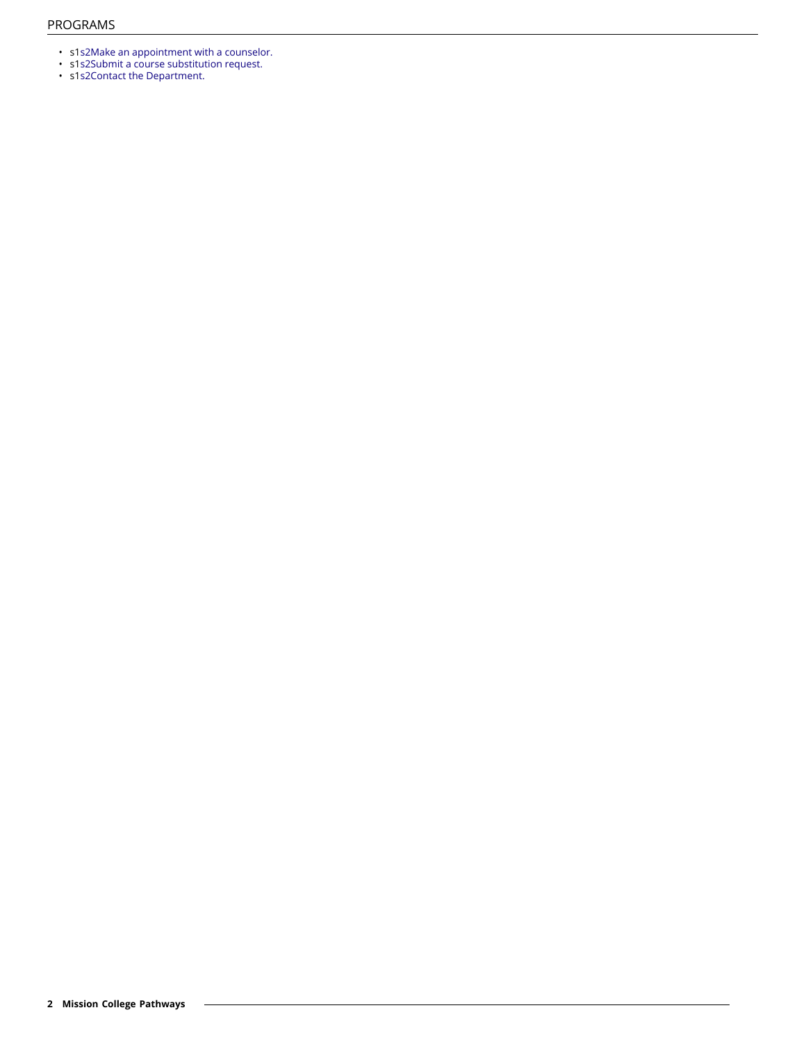- s1s2Make an appointment with a counselor.
- s1s2Submit a course substitution request.
- s1s2Contact the Department.